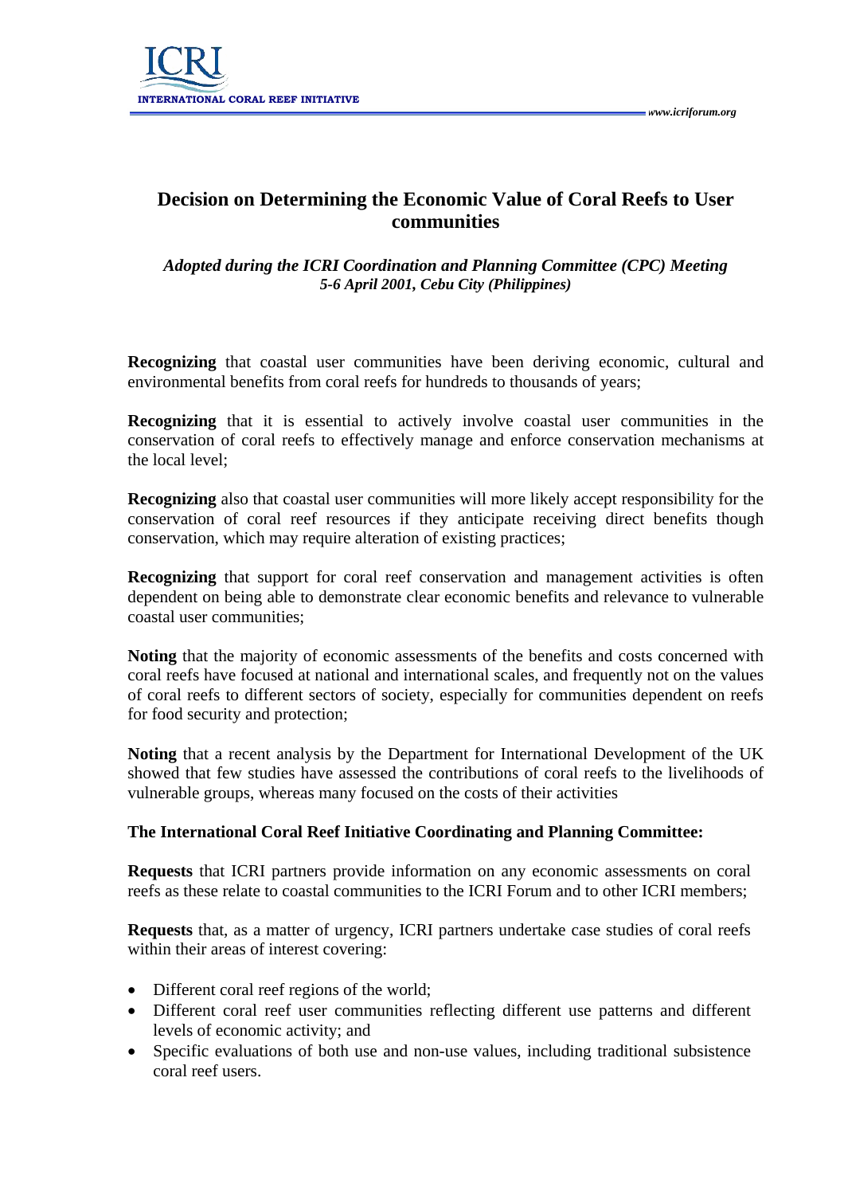# Decision on Determining the Economic Value of Coral Reefs to User communities

*Adopted during the ICRI Coordination and Planning Committee (CPC) Meeting*
*5-6 April 2001, Cebu City (Philippines)*

**Recognizing** that coastal user communities have been deriving economic, cultural and environmental benefits from coral reefs for hundreds to thousands of years;

**Recognizing** that it is essential to actively involve coastal user communities in the conservation of coral reefs to effectively manage and enforce conservation mechanisms at the local level;

**Recognizing** also that coastal user communities will more likely accept responsibility for the conservation of coral reef resources if they anticipate receiving direct benefits though conservation, which may require alteration of existing practices;

**Recognizing** that support for coral reef conservation and management activities is often dependent on being able to demonstrate clear economic benefits and relevance to vulnerable coastal user communities;

**Noting** that the majority of economic assessments of the benefits and costs concerned with coral reefs have focused at national and international scales, and frequently not on the values of coral reefs to different sectors of society, especially for communities dependent on reefs for food security and protection;

**Noting** that a recent analysis by the Department for International Development of the UK showed that few studies have assessed the contributions of coral reefs to the livelihoods of vulnerable groups, whereas many focused on the costs of their activities

**The International Coral Reef Initiative Coordinating and Planning Committee:**

**Requests** that ICRI partners provide information on any economic assessments on coral reefs as these relate to coastal communities to the ICRI Forum and to other ICRI members;

**Requests** that, as a matter of urgency, ICRI partners undertake case studies of coral reefs within their areas of interest covering:

- Different coral reef regions of the world;
- Different coral reef user communities reflecting different use patterns and different levels of economic activity; and
- Specific evaluations of both use and non-use values, including traditional subsistence coral reef users.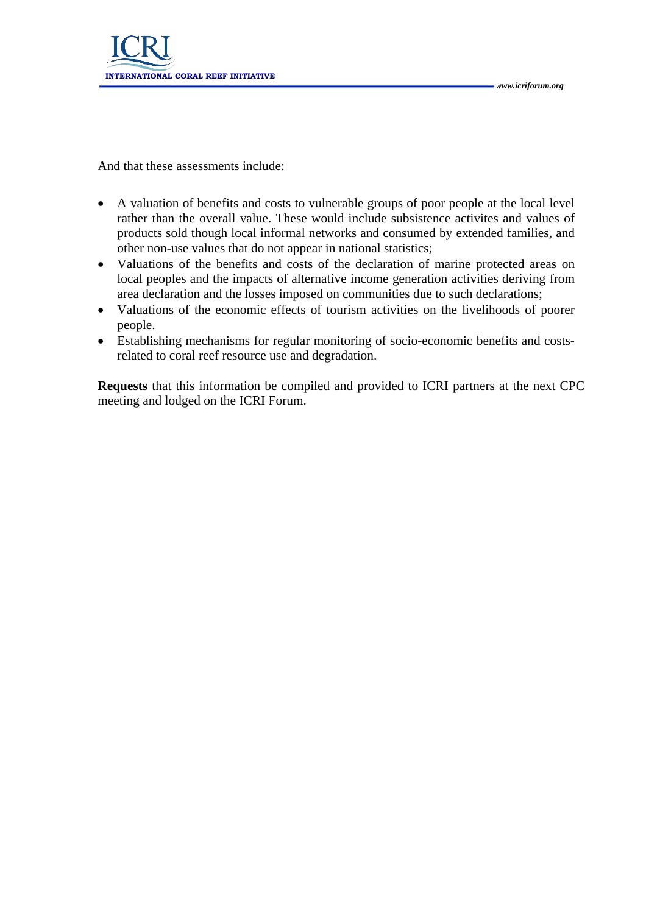And that these assessments include:

- A valuation of benefits and costs to vulnerable groups of poor people at the local level rather than the overall value. These would include subsistence activites and values of products sold though local informal networks and consumed by extended families, and other non-use values that do not appear in national statistics;
- Valuations of the benefits and costs of the declaration of marine protected areas on local peoples and the impacts of alternative income generation activities deriving from area declaration and the losses imposed on communities due to such declarations;
- Valuations of the economic effects of tourism activities on the livelihoods of poorer people.
- Establishing mechanisms for regular monitoring of socio-economic benefits and costs-related to coral reef resource use and degradation.

**Requests** that this information be compiled and provided to ICRI partners at the next CPC meeting and lodged on the ICRI Forum.